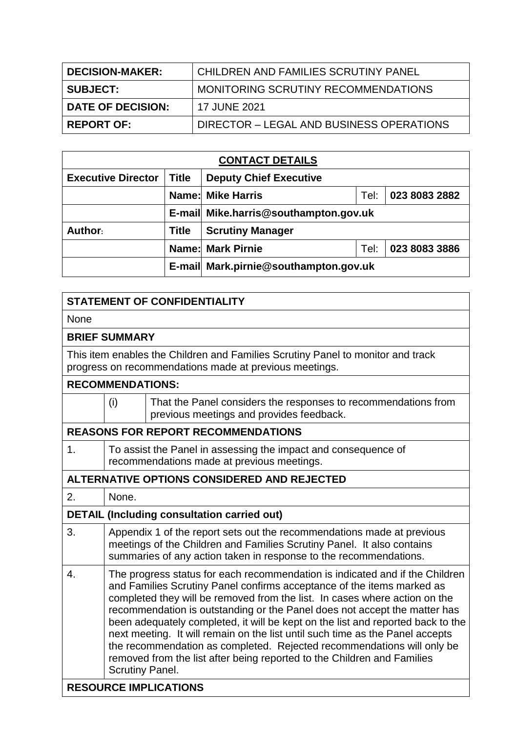| | |
|---|---|
| **DECISION-MAKER:** | CHILDREN AND FAMILIES SCRUTINY PANEL |
| **SUBJECT:** | MONITORING SCRUTINY RECOMMENDATIONS |
| **DATE OF DECISION:** | 17 JUNE 2021 |
| **REPORT OF:** | DIRECTOR – LEGAL AND BUSINESS OPERATIONS |

| **CONTACT DETAILS** | | | | |
|---|---|---|---|---|
| **Executive Director** | **Title** | **Deputy Chief Executive** | | |
| | **Name:** | **Mike Harris** | Tel: | **023 8083 2882** |
| | **E-mail** | **Mike.harris@southampton.gov.uk** | | |
| **Author:** | **Title** | **Scrutiny Manager** | | |
| | **Name:** | **Mark Pirnie** | Tel: | **023 8083 3886** |
| | **E-mail** | **Mark.pirnie@southampton.gov.uk** | | |

**STATEMENT OF CONFIDENTIALITY**

None

**BRIEF SUMMARY**

This item enables the Children and Families Scrutiny Panel to monitor and track progress on recommendations made at previous meetings.

**RECOMMENDATIONS:**

| | |
|---|---|
| (i) | That the Panel considers the responses to recommendations from previous meetings and provides feedback. |

**REASONS FOR REPORT RECOMMENDATIONS**

| | |
|---|---|
| 1. | To assist the Panel in assessing the impact and consequence of recommendations made at previous meetings. |

**ALTERNATIVE OPTIONS CONSIDERED AND REJECTED**

| | |
|---|---|
| 2. | None. |

**DETAIL (Including consultation carried out)**

| | |
|---|---|
| 3. | Appendix 1 of the report sets out the recommendations made at previous meetings of the Children and Families Scrutiny Panel. It also contains summaries of any action taken in response to the recommendations. |
| 4. | The progress status for each recommendation is indicated and if the Children and Families Scrutiny Panel confirms acceptance of the items marked as completed they will be removed from the list. In cases where action on the recommendation is outstanding or the Panel does not accept the matter has been adequately completed, it will be kept on the list and reported back to the next meeting. It will remain on the list until such time as the Panel accepts the recommendation as completed. Rejected recommendations will only be removed from the list after being reported to the Children and Families Scrutiny Panel. |

**RESOURCE IMPLICATIONS**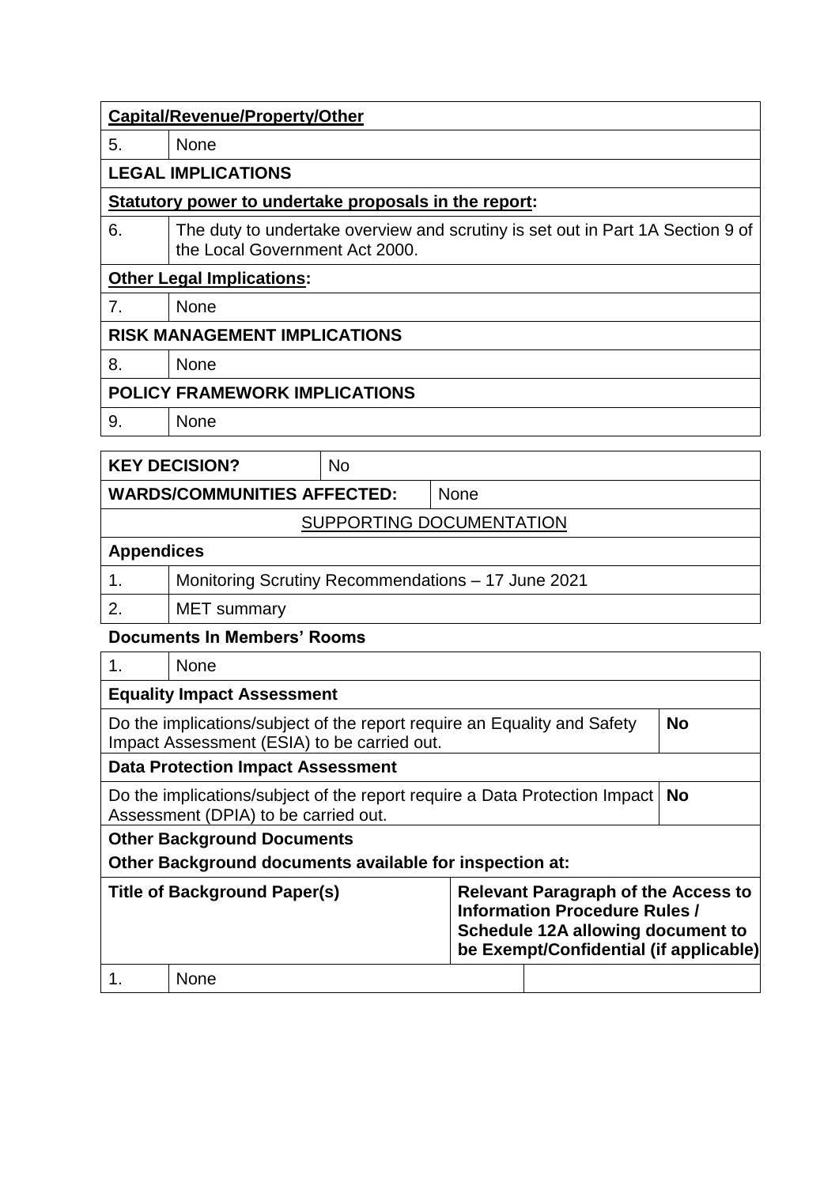| **Capital/Revenue/Property/Other** | |
|---|---|
| 5. | None |
| **LEGAL IMPLICATIONS** | |
| **Statutory power to undertake proposals in the report:** | |
| 6. | The duty to undertake overview and scrutiny is set out in Part 1A Section 9 of the Local Government Act 2000. |
| **Other Legal Implications:** | |
| 7. | None |
| **RISK MANAGEMENT IMPLICATIONS** | |
| 8. | None |
| **POLICY FRAMEWORK IMPLICATIONS** | |
| 9. | None |

| **KEY DECISION?** | No |
|---|---|
| **WARDS/COMMUNITIES AFFECTED:** | None |

SUPPORTING DOCUMENTATION

**Appendices**

| | |
|---|---|
| 1. | Monitoring Scrutiny Recommendations – 17 June 2021 |
| 2. | MET summary |

**Documents In Members' Rooms**

| | |
|---|---|
| 1. | None |

**Equality Impact Assessment**

| | |
|---|---|
| Do the implications/subject of the report require an Equality and Safety Impact Assessment (ESIA) to be carried out. | **No** |

**Data Protection Impact Assessment**

| | |
|---|---|
| Do the implications/subject of the report require a Data Protection Impact Assessment (DPIA) to be carried out. | **No** |

**Other Background Documents**

**Other Background documents available for inspection at:**

| **Title of Background Paper(s)** | | **Relevant Paragraph of the Access to Information Procedure Rules / Schedule 12A allowing document to be Exempt/Confidential (if applicable)** |
|---|---|---|
| 1. | None | |